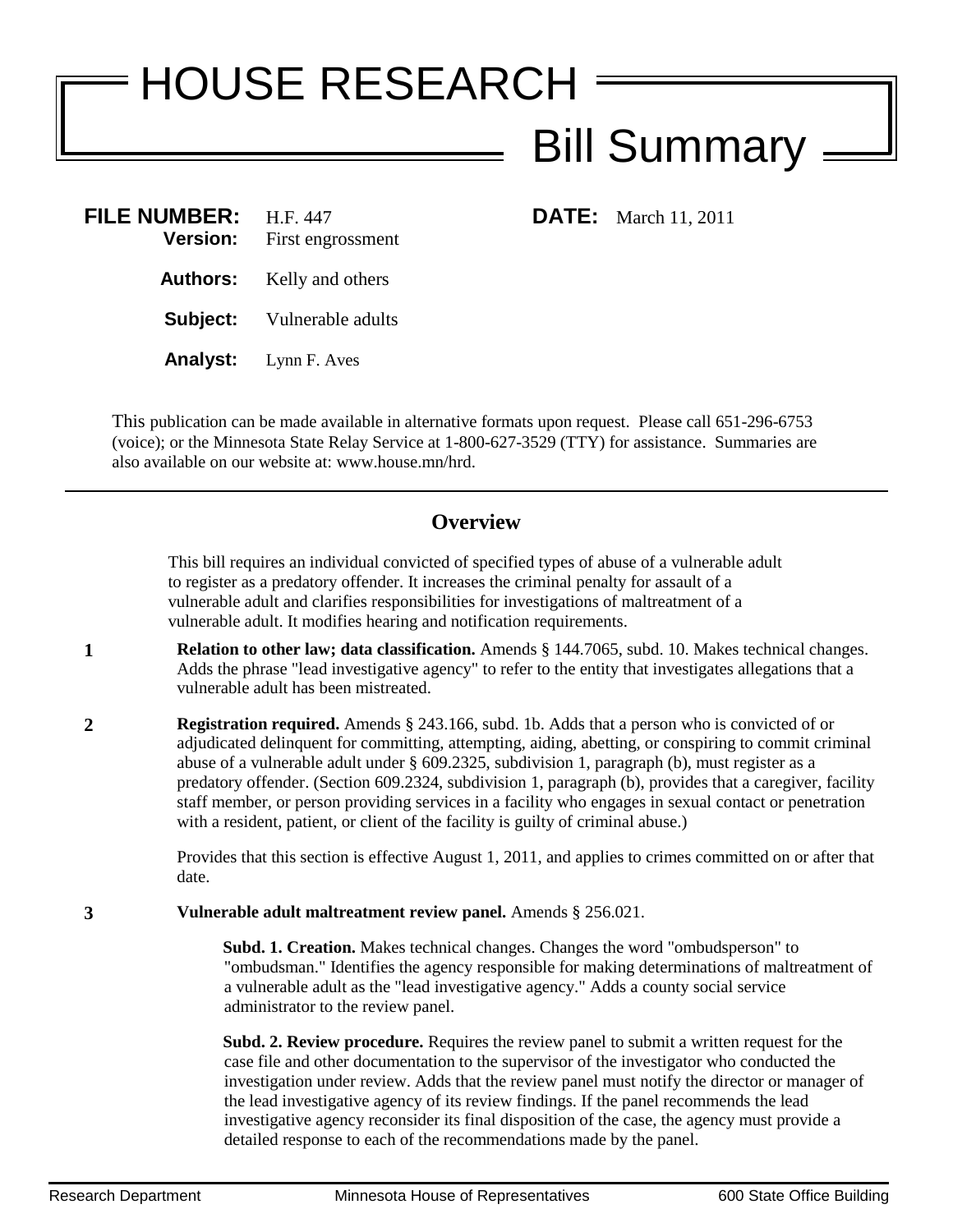# HOUSE RESEARCH

## Bill Summary

**FILE NUMBER:** H.F. 447 **DATE:** March 11, 2011
**Version:** First engrossment

**Authors:** Kelly and others

**Subject:** Vulnerable adults

**Analyst:** Lynn F. Aves

This publication can be made available in alternative formats upon request. Please call 651-296-6753 (voice); or the Minnesota State Relay Service at 1-800-627-3529 (TTY) for assistance. Summaries are also available on our website at: www.house.mn/hrd.

---

## Overview

This bill requires an individual convicted of specified types of abuse of a vulnerable adult to register as a predatory offender. It increases the criminal penalty for assault of a vulnerable adult and clarifies responsibilities for investigations of maltreatment of a vulnerable adult. It modifies hearing and notification requirements.

**1** **Relation to other law; data classification.** Amends § 144.7065, subd. 10. Makes technical changes. Adds the phrase "lead investigative agency" to refer to the entity that investigates allegations that a vulnerable adult has been mistreated.

**2** **Registration required.** Amends § 243.166, subd. 1b. Adds that a person who is convicted of or adjudicated delinquent for committing, attempting, aiding, abetting, or conspiring to commit criminal abuse of a vulnerable adult under § 609.2325, subdivision 1, paragraph (b), must register as a predatory offender. (Section 609.2324, subdivision 1, paragraph (b), provides that a caregiver, facility staff member, or person providing services in a facility who engages in sexual contact or penetration with a resident, patient, or client of the facility is guilty of criminal abuse.)

Provides that this section is effective August 1, 2011, and applies to crimes committed on or after that date.

**3** **Vulnerable adult maltreatment review panel.** Amends § 256.021.

**Subd. 1. Creation.** Makes technical changes. Changes the word "ombudsperson" to "ombudsman." Identifies the agency responsible for making determinations of maltreatment of a vulnerable adult as the "lead investigative agency." Adds a county social service administrator to the review panel.

**Subd. 2. Review procedure.** Requires the review panel to submit a written request for the case file and other documentation to the supervisor of the investigator who conducted the investigation under review. Adds that the review panel must notify the director or manager of the lead investigative agency of its review findings. If the panel recommends the lead investigative agency reconsider its final disposition of the case, the agency must provide a detailed response to each of the recommendations made by the panel.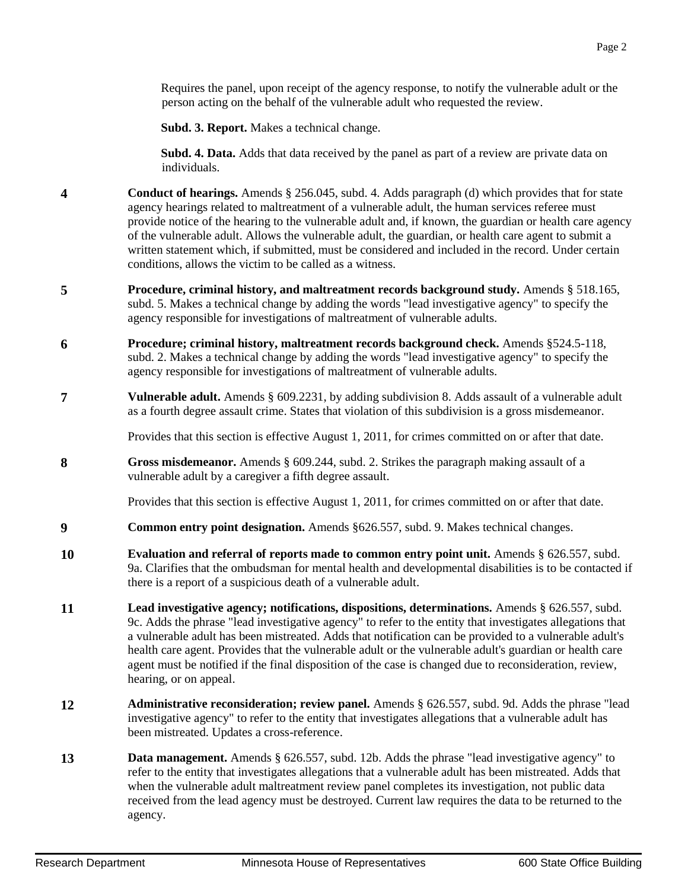Requires the panel, upon receipt of the agency response, to notify the vulnerable adult or the person acting on the behalf of the vulnerable adult who requested the review.

**Subd. 3. Report.** Makes a technical change.

**Subd. 4. Data.** Adds that data received by the panel as part of a review are private data on individuals.

**4** **Conduct of hearings.** Amends § 256.045, subd. 4. Adds paragraph (d) which provides that for state agency hearings related to maltreatment of a vulnerable adult, the human services referee must provide notice of the hearing to the vulnerable adult and, if known, the guardian or health care agency of the vulnerable adult. Allows the vulnerable adult, the guardian, or health care agent to submit a written statement which, if submitted, must be considered and included in the record. Under certain conditions, allows the victim to be called as a witness.

**5** **Procedure, criminal history, and maltreatment records background study.** Amends § 518.165, subd. 5. Makes a technical change by adding the words "lead investigative agency" to specify the agency responsible for investigations of maltreatment of vulnerable adults.

**6** **Procedure; criminal history, maltreatment records background check.** Amends §524.5-118, subd. 2. Makes a technical change by adding the words "lead investigative agency" to specify the agency responsible for investigations of maltreatment of vulnerable adults.

**7** **Vulnerable adult.** Amends § 609.2231, by adding subdivision 8. Adds assault of a vulnerable adult as a fourth degree assault crime. States that violation of this subdivision is a gross misdemeanor.

Provides that this section is effective August 1, 2011, for crimes committed on or after that date.

**8** **Gross misdemeanor.** Amends § 609.244, subd. 2. Strikes the paragraph making assault of a vulnerable adult by a caregiver a fifth degree assault.

Provides that this section is effective August 1, 2011, for crimes committed on or after that date.

**9** **Common entry point designation.** Amends §626.557, subd. 9. Makes technical changes.

**10** **Evaluation and referral of reports made to common entry point unit.** Amends § 626.557, subd. 9a. Clarifies that the ombudsman for mental health and developmental disabilities is to be contacted if there is a report of a suspicious death of a vulnerable adult.

**11** **Lead investigative agency; notifications, dispositions, determinations.** Amends § 626.557, subd. 9c. Adds the phrase "lead investigative agency" to refer to the entity that investigates allegations that a vulnerable adult has been mistreated. Adds that notification can be provided to a vulnerable adult's health care agent. Provides that the vulnerable adult or the vulnerable adult's guardian or health care agent must be notified if the final disposition of the case is changed due to reconsideration, review, hearing, or on appeal.

**12** **Administrative reconsideration; review panel.** Amends § 626.557, subd. 9d. Adds the phrase "lead investigative agency" to refer to the entity that investigates allegations that a vulnerable adult has been mistreated. Updates a cross-reference.

**13** **Data management.** Amends § 626.557, subd. 12b. Adds the phrase "lead investigative agency" to refer to the entity that investigates allegations that a vulnerable adult has been mistreated. Adds that when the vulnerable adult maltreatment review panel completes its investigation, not public data received from the lead agency must be destroyed. Current law requires the data to be returned to the agency.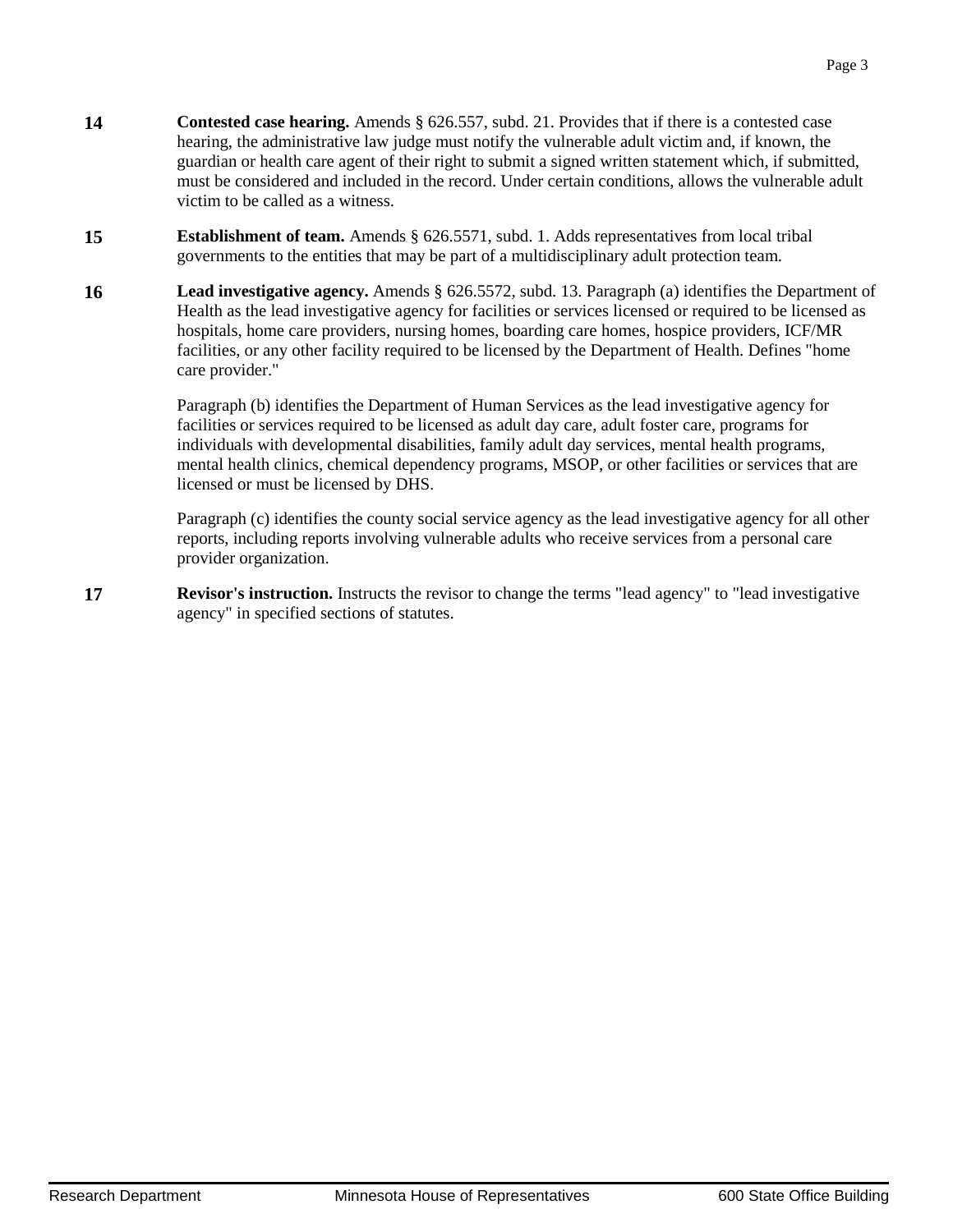**14** **Contested case hearing.** Amends § 626.557, subd. 21. Provides that if there is a contested case hearing, the administrative law judge must notify the vulnerable adult victim and, if known, the guardian or health care agent of their right to submit a signed written statement which, if submitted, must be considered and included in the record. Under certain conditions, allows the vulnerable adult victim to be called as a witness.

**15** **Establishment of team.** Amends § 626.5571, subd. 1. Adds representatives from local tribal governments to the entities that may be part of a multidisciplinary adult protection team.

**16** **Lead investigative agency.** Amends § 626.5572, subd. 13. Paragraph (a) identifies the Department of Health as the lead investigative agency for facilities or services licensed or required to be licensed as hospitals, home care providers, nursing homes, boarding care homes, hospice providers, ICF/MR facilities, or any other facility required to be licensed by the Department of Health. Defines "home care provider."

Paragraph (b) identifies the Department of Human Services as the lead investigative agency for facilities or services required to be licensed as adult day care, adult foster care, programs for individuals with developmental disabilities, family adult day services, mental health programs, mental health clinics, chemical dependency programs, MSOP, or other facilities or services that are licensed or must be licensed by DHS.

Paragraph (c) identifies the county social service agency as the lead investigative agency for all other reports, including reports involving vulnerable adults who receive services from a personal care provider organization.

**17** **Revisor's instruction.** Instructs the revisor to change the terms "lead agency" to "lead investigative agency" in specified sections of statutes.